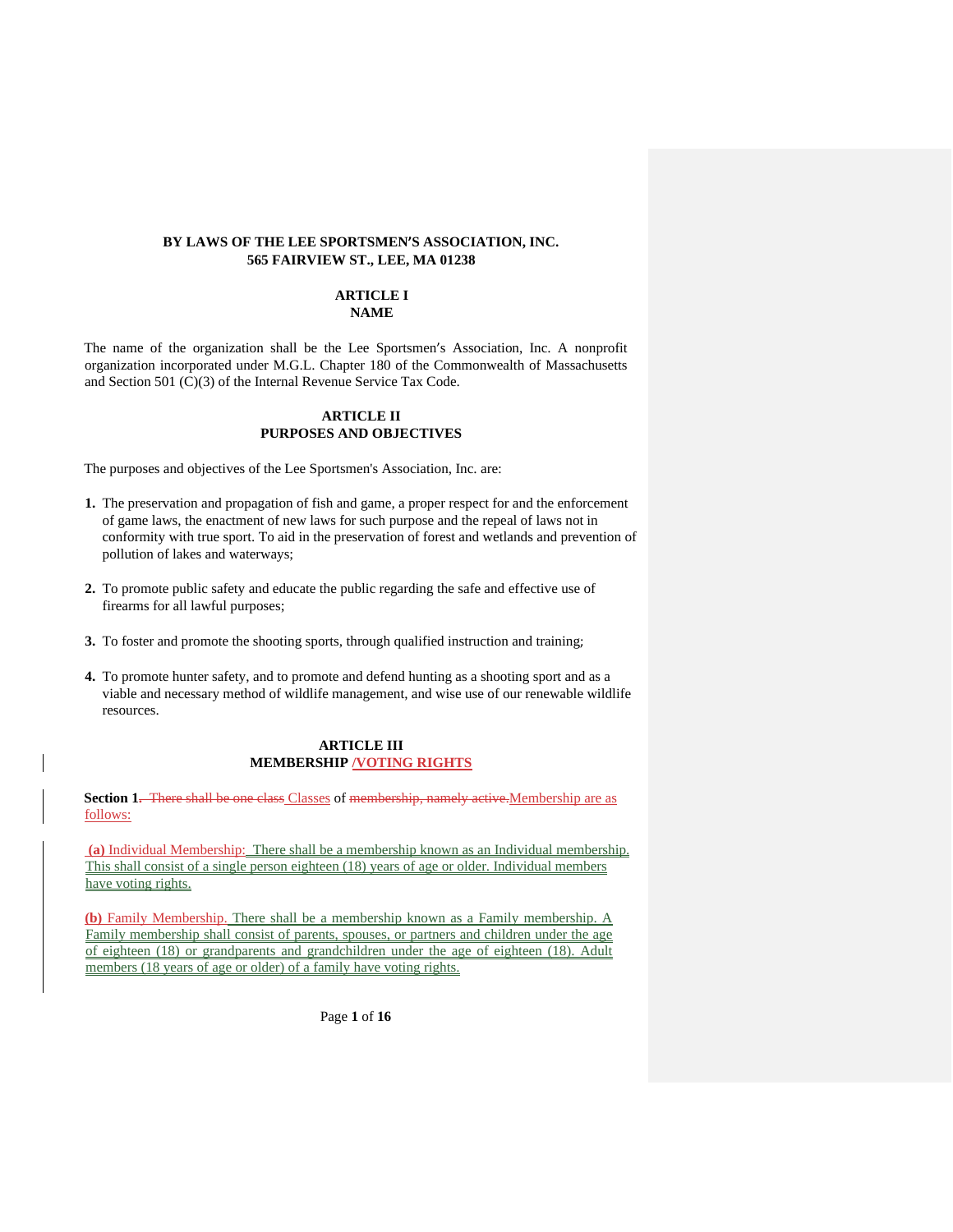**BY LAWS OF THE LEE SPORTSMEN'S ASSOCIATION, INC.**
**565 FAIRVIEW ST., LEE, MA 01238**

## ARTICLE I
## NAME

The name of the organization shall be the Lee Sportsmen's Association, Inc. A nonprofit organization incorporated under M.G.L. Chapter 180 of the Commonwealth of Massachusetts and Section 501 (C)(3) of the Internal Revenue Service Tax Code.

## ARTICLE II
## PURPOSES AND OBJECTIVES

The purposes and objectives of the Lee Sportsmen's Association, Inc. are:

1. The preservation and propagation of fish and game, a proper respect for and the enforcement of game laws, the enactment of new laws for such purpose and the repeal of laws not in conformity with true sport. To aid in the preservation of forest and wetlands and prevention of pollution of lakes and waterways;

2. To promote public safety and educate the public regarding the safe and effective use of firearms for all lawful purposes;

3. To foster and promote the shooting sports, through qualified instruction and training;

4. To promote hunter safety, and to promote and defend hunting as a shooting sport and as a viable and necessary method of wildlife management, and wise use of our renewable wildlife resources.

## ARTICLE III
## MEMBERSHIP /VOTING RIGHTS

**Section 1.** ~~There shall be one class~~ Classes of ~~membership, namely active.~~ Membership are as follows:

**(a)** Individual Membership: There shall be a membership known as an Individual membership. This shall consist of a single person eighteen (18) years of age or older. Individual members have voting rights.

**(b)** Family Membership. There shall be a membership known as a Family membership. A Family membership shall consist of parents, spouses, or partners and children under the age of eighteen (18) or grandparents and grandchildren under the age of eighteen (18). Adult members (18 years of age or older) of a family have voting rights.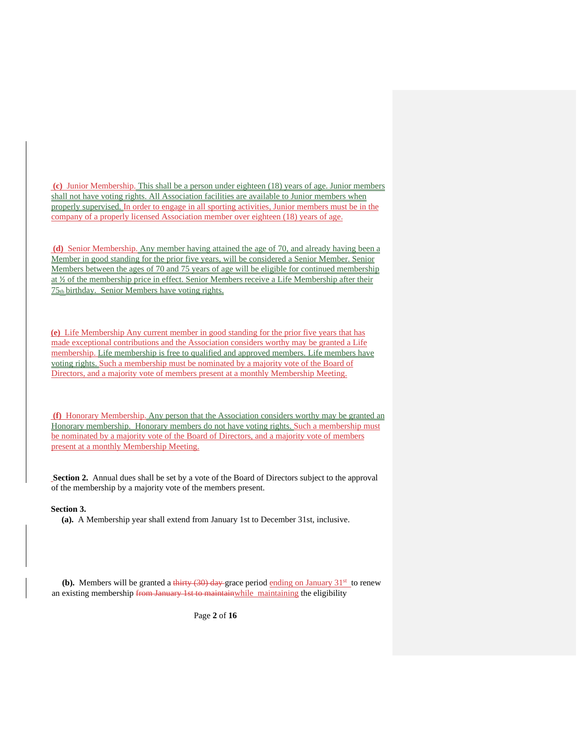**(c)** Junior Membership. This shall be a person under eighteen (18) years of age. Junior members shall not have voting rights. All Association facilities are available to Junior members when properly supervised. In order to engage in all sporting activities, Junior members must be in the company of a properly licensed Association member over eighteen (18) years of age.

**(d)** Senior Membership. Any member having attained the age of 70, and already having been a Member in good standing for the prior five years, will be considered a Senior Member. Senior Members between the ages of 70 and 75 years of age will be eligible for continued membership at ½ of the membership price in effect. Senior Members receive a Life Membership after their 75th birthday. Senior Members have voting rights.

**(e)** Life Membership Any current member in good standing for the prior five years that has made exceptional contributions and the Association considers worthy may be granted a Life membership. Life membership is free to qualified and approved members. Life members have voting rights. Such a membership must be nominated by a majority vote of the Board of Directors, and a majority vote of members present at a monthly Membership Meeting.

**(f)** Honorary Membership. Any person that the Association considers worthy may be granted an Honorary membership. Honorary members do not have voting rights. Such a membership must be nominated by a majority vote of the Board of Directors, and a majority vote of members present at a monthly Membership Meeting.

**Section 2.** Annual dues shall be set by a vote of the Board of Directors subject to the approval of the membership by a majority vote of the members present.

**Section 3.**

**(a).** A Membership year shall extend from January 1st to December 31st, inclusive.

**(b).** Members will be granted a ~~thirty (30) day~~ grace period ending on January 31st to renew an existing membership ~~from January 1st to maintain~~while maintaining the eligibility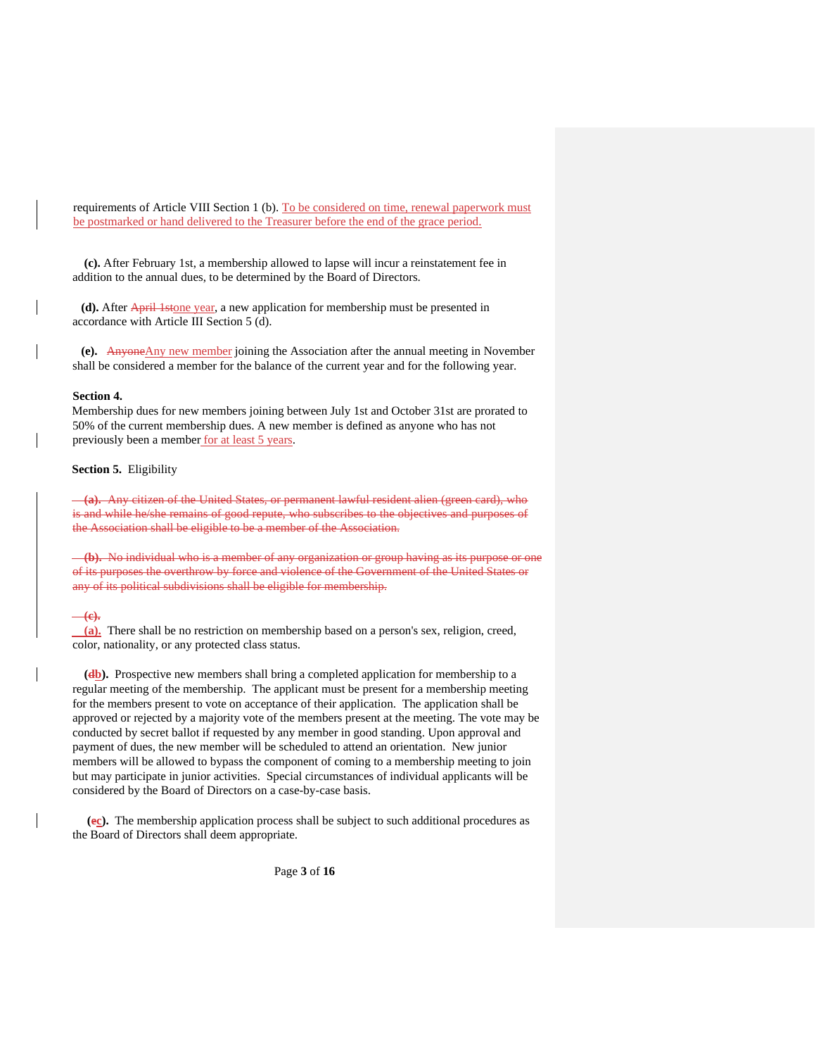requirements of Article VIII Section 1 (b). To be considered on time, renewal paperwork must be postmarked or hand delivered to the Treasurer before the end of the grace period.

**(c).** After February 1st, a membership allowed to lapse will incur a reinstatement fee in addition to the annual dues, to be determined by the Board of Directors.

**(d).** After ~~April 1st~~one year, a new application for membership must be presented in accordance with Article III Section 5 (d).

**(e).** ~~Anyone~~Any new member joining the Association after the annual meeting in November shall be considered a member for the balance of the current year and for the following year.

**Section 4.**
Membership dues for new members joining between July 1st and October 31st are prorated to 50% of the current membership dues. A new member is defined as anyone who has not previously been a member for at least 5 years.

**Section 5.** Eligibility

~~**(a).** Any citizen of the United States, or permanent lawful resident alien (green card), who is and while he/she remains of good repute, who subscribes to the objectives and purposes of the Association shall be eligible to be a member of the Association.~~

~~**(b).** No individual who is a member of any organization or group having as its purpose or one of its purposes the overthrow by force and violence of the Government of the United States or any of its political subdivisions shall be eligible for membership.~~

~~**(c).**~~
**(a).** There shall be no restriction on membership based on a person's sex, religion, creed, color, nationality, or any protected class status.

**(~~d~~b).** Prospective new members shall bring a completed application for membership to a regular meeting of the membership. The applicant must be present for a membership meeting for the members present to vote on acceptance of their application. The application shall be approved or rejected by a majority vote of the members present at the meeting. The vote may be conducted by secret ballot if requested by any member in good standing. Upon approval and payment of dues, the new member will be scheduled to attend an orientation. New junior members will be allowed to bypass the component of coming to a membership meeting to join but may participate in junior activities. Special circumstances of individual applicants will be considered by the Board of Directors on a case-by-case basis.

**(~~e~~c).** The membership application process shall be subject to such additional procedures as the Board of Directors shall deem appropriate.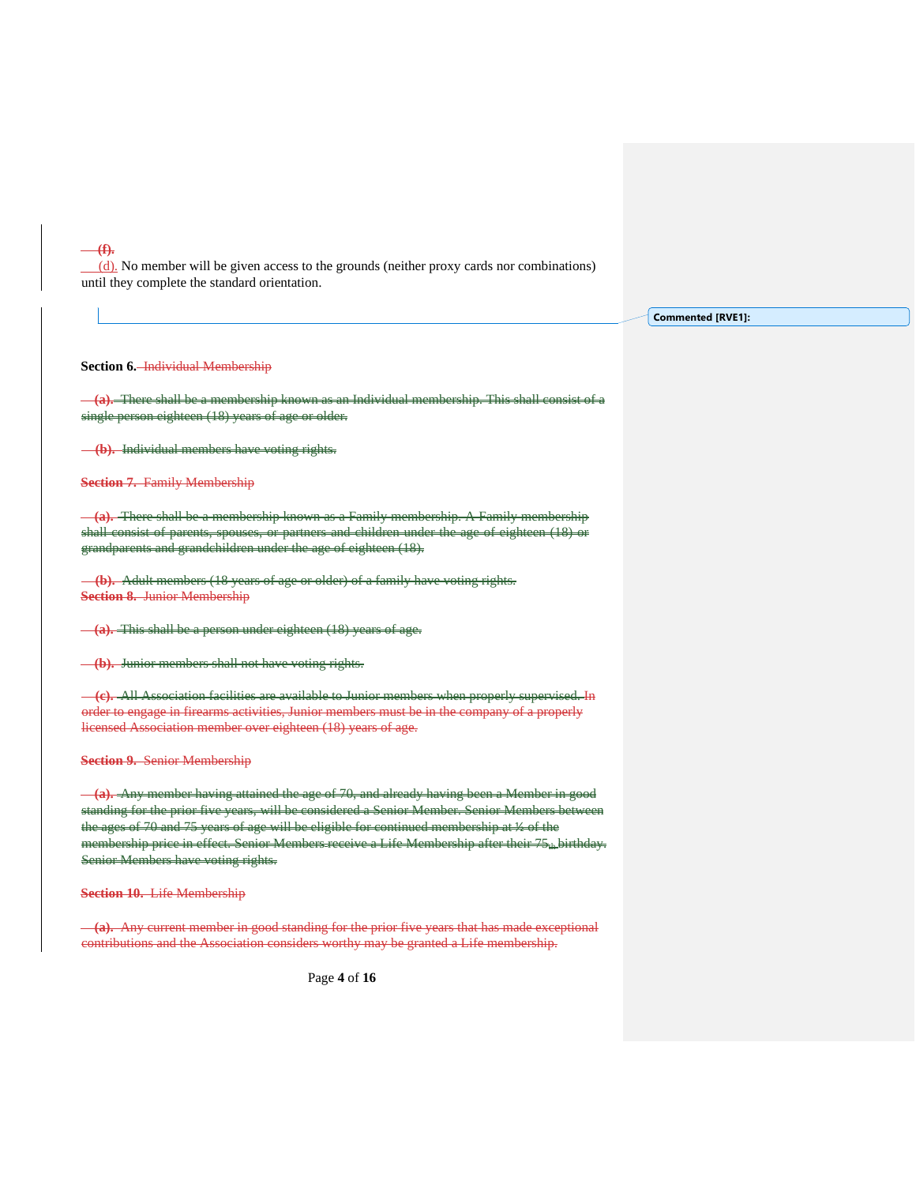~~(f).~~

(d). No member will be given access to the grounds (neither proxy cards nor combinations) until they complete the standard orientation.

**Section 6.** ~~Individual Membership~~

~~**(a).** There shall be a membership known as an Individual membership. This shall consist of a single person eighteen (18) years of age or older.~~

~~**(b).** Individual members have voting rights.~~

~~**Section 7.** Family Membership~~

~~**(a).** There shall be a membership known as a Family membership. A Family membership shall consist of parents, spouses, or partners and children under the age of eighteen (18) or grandparents and grandchildren under the age of eighteen (18).~~

~~**(b).** Adult members (18 years of age or older) of a family have voting rights.~~

~~**Section 8.** Junior Membership~~

~~**(a).** This shall be a person under eighteen (18) years of age.~~

~~**(b).** Junior members shall not have voting rights.~~

~~**(c).** All Association facilities are available to Junior members when properly supervised. In order to engage in firearms activities, Junior members must be in the company of a properly licensed Association member over eighteen (18) years of age.~~

~~**Section 9.** Senior Membership~~

~~**(a).** Any member having attained the age of 70, and already having been a Member in good standing for the prior five years, will be considered a Senior Member. Senior Members between the ages of 70 and 75 years of age will be eligible for continued membership at ½ of the membership price in effect. Senior Members receive a Life Membership after their 75th birthday. Senior Members have voting rights.~~

~~**Section 10.** Life Membership~~

~~**(a).** Any current member in good standing for the prior five years that has made exceptional contributions and the Association considers worthy may be granted a Life membership.~~

Commented [RVE1]: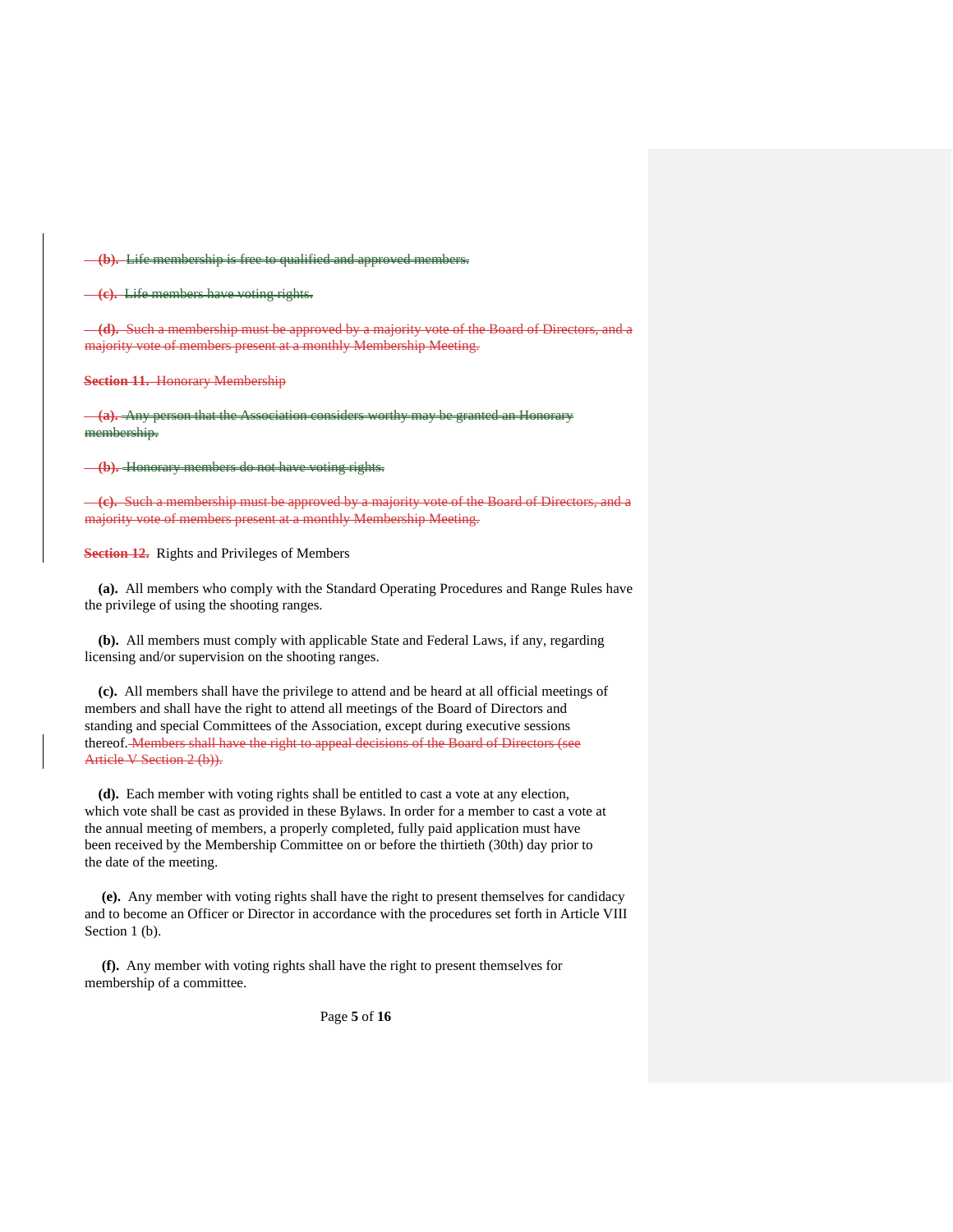~~(b). Life membership is free to qualified and approved members.~~

~~(c). Life members have voting rights.~~

~~(d). Such a membership must be approved by a majority vote of the Board of Directors, and a majority vote of members present at a monthly Membership Meeting.~~

~~**Section 11.** Honorary Membership~~

~~(a). Any person that the Association considers worthy may be granted an Honorary membership.~~

~~(b). Honorary members do not have voting rights.~~

~~(c). Such a membership must be approved by a majority vote of the Board of Directors, and a majority vote of members present at a monthly Membership Meeting.~~

~~**Section 12.**~~ Rights and Privileges of Members

**(a).** All members who comply with the Standard Operating Procedures and Range Rules have the privilege of using the shooting ranges.

**(b).** All members must comply with applicable State and Federal Laws, if any, regarding licensing and/or supervision on the shooting ranges.

**(c).** All members shall have the privilege to attend and be heard at all official meetings of members and shall have the right to attend all meetings of the Board of Directors and standing and special Committees of the Association, except during executive sessions thereof. ~~Members shall have the right to appeal decisions of the Board of Directors (see Article V Section 2 (b)).~~

**(d).** Each member with voting rights shall be entitled to cast a vote at any election, which vote shall be cast as provided in these Bylaws. In order for a member to cast a vote at the annual meeting of members, a properly completed, fully paid application must have been received by the Membership Committee on or before the thirtieth (30th) day prior to the date of the meeting.

**(e).** Any member with voting rights shall have the right to present themselves for candidacy and to become an Officer or Director in accordance with the procedures set forth in Article VIII Section 1 (b).

**(f).** Any member with voting rights shall have the right to present themselves for membership of a committee.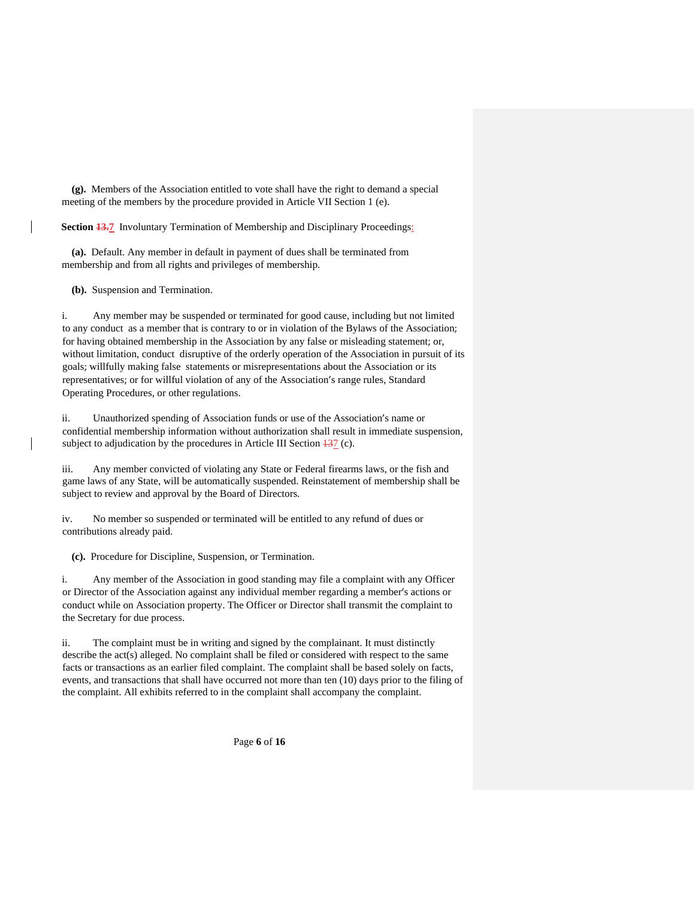**(g).** Members of the Association entitled to vote shall have the right to demand a special meeting of the members by the procedure provided in Article VII Section 1 (e).

**Section** ~~13.~~7 Involuntary Termination of Membership and Disciplinary Proceedings:

**(a).** Default. Any member in default in payment of dues shall be terminated from membership and from all rights and privileges of membership.

**(b).** Suspension and Termination.

i. Any member may be suspended or terminated for good cause, including but not limited to any conduct as a member that is contrary to or in violation of the Bylaws of the Association; for having obtained membership in the Association by any false or misleading statement; or, without limitation, conduct disruptive of the orderly operation of the Association in pursuit of its goals; willfully making false statements or misrepresentations about the Association or its representatives; or for willful violation of any of the Association's range rules, Standard Operating Procedures, or other regulations.

ii. Unauthorized spending of Association funds or use of the Association's name or confidential membership information without authorization shall result in immediate suspension, subject to adjudication by the procedures in Article III Section ~~13~~7 (c).

iii. Any member convicted of violating any State or Federal firearms laws, or the fish and game laws of any State, will be automatically suspended. Reinstatement of membership shall be subject to review and approval by the Board of Directors.

iv. No member so suspended or terminated will be entitled to any refund of dues or contributions already paid.

**(c).** Procedure for Discipline, Suspension, or Termination.

i. Any member of the Association in good standing may file a complaint with any Officer or Director of the Association against any individual member regarding a member's actions or conduct while on Association property. The Officer or Director shall transmit the complaint to the Secretary for due process.

ii. The complaint must be in writing and signed by the complainant. It must distinctly describe the act(s) alleged. No complaint shall be filed or considered with respect to the same facts or transactions as an earlier filed complaint. The complaint shall be based solely on facts, events, and transactions that shall have occurred not more than ten (10) days prior to the filing of the complaint. All exhibits referred to in the complaint shall accompany the complaint.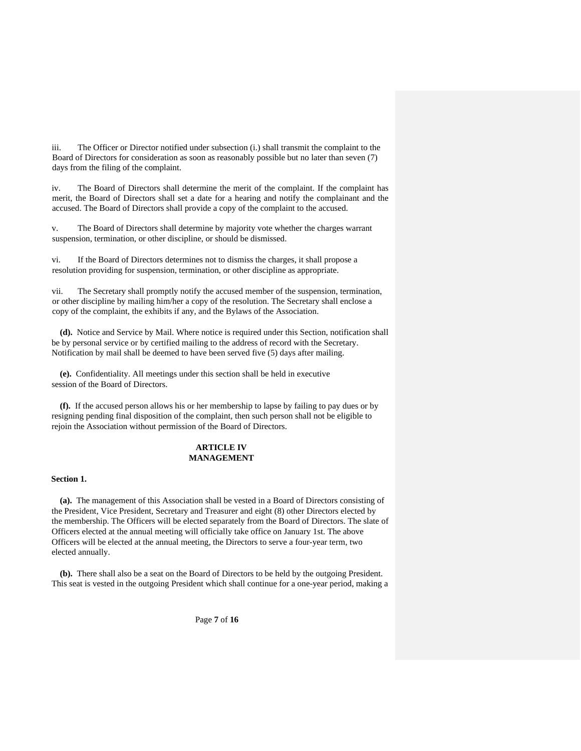iii. The Officer or Director notified under subsection (i.) shall transmit the complaint to the Board of Directors for consideration as soon as reasonably possible but no later than seven (7) days from the filing of the complaint.

iv. The Board of Directors shall determine the merit of the complaint. If the complaint has merit, the Board of Directors shall set a date for a hearing and notify the complainant and the accused. The Board of Directors shall provide a copy of the complaint to the accused.

v. The Board of Directors shall determine by majority vote whether the charges warrant suspension, termination, or other discipline, or should be dismissed.

vi. If the Board of Directors determines not to dismiss the charges, it shall propose a resolution providing for suspension, termination, or other discipline as appropriate.

vii. The Secretary shall promptly notify the accused member of the suspension, termination, or other discipline by mailing him/her a copy of the resolution. The Secretary shall enclose a copy of the complaint, the exhibits if any, and the Bylaws of the Association.

**(d).** Notice and Service by Mail. Where notice is required under this Section, notification shall be by personal service or by certified mailing to the address of record with the Secretary. Notification by mail shall be deemed to have been served five (5) days after mailing.

**(e).** Confidentiality. All meetings under this section shall be held in executive session of the Board of Directors.

**(f).** If the accused person allows his or her membership to lapse by failing to pay dues or by resigning pending final disposition of the complaint, then such person shall not be eligible to rejoin the Association without permission of the Board of Directors.

## ARTICLE IV
## MANAGEMENT

**Section 1.**

**(a).** The management of this Association shall be vested in a Board of Directors consisting of the President, Vice President, Secretary and Treasurer and eight (8) other Directors elected by the membership. The Officers will be elected separately from the Board of Directors. The slate of Officers elected at the annual meeting will officially take office on January 1st. The above Officers will be elected at the annual meeting, the Directors to serve a four-year term, two elected annually.

**(b).** There shall also be a seat on the Board of Directors to be held by the outgoing President. This seat is vested in the outgoing President which shall continue for a one-year period, making a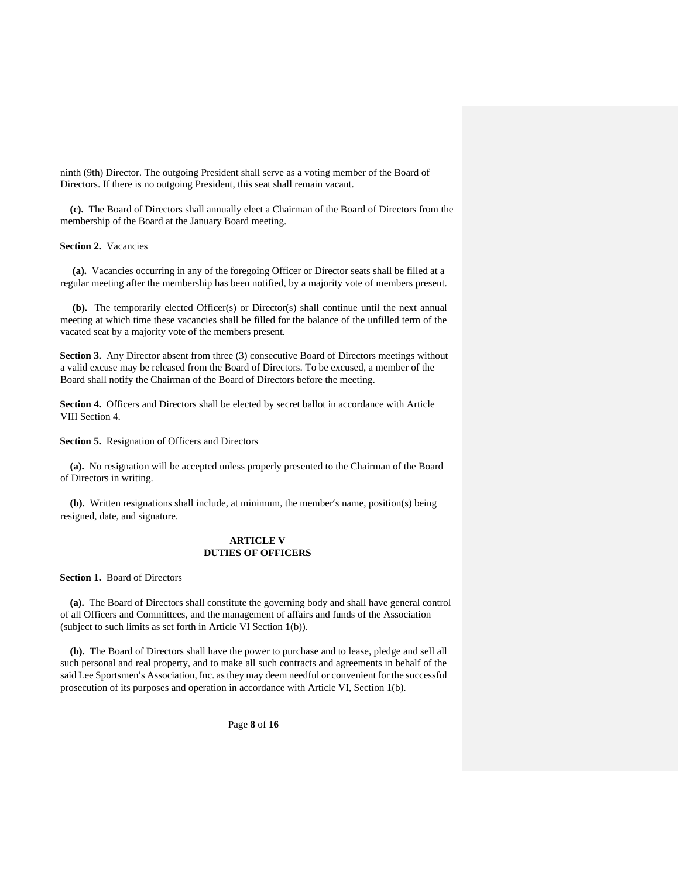ninth (9th) Director. The outgoing President shall serve as a voting member of the Board of Directors. If there is no outgoing President, this seat shall remain vacant.

**(c).** The Board of Directors shall annually elect a Chairman of the Board of Directors from the membership of the Board at the January Board meeting.

**Section 2.** Vacancies

**(a).** Vacancies occurring in any of the foregoing Officer or Director seats shall be filled at a regular meeting after the membership has been notified, by a majority vote of members present.

**(b).** The temporarily elected Officer(s) or Director(s) shall continue until the next annual meeting at which time these vacancies shall be filled for the balance of the unfilled term of the vacated seat by a majority vote of the members present.

**Section 3.** Any Director absent from three (3) consecutive Board of Directors meetings without a valid excuse may be released from the Board of Directors. To be excused, a member of the Board shall notify the Chairman of the Board of Directors before the meeting.

**Section 4.** Officers and Directors shall be elected by secret ballot in accordance with Article VIII Section 4.

**Section 5.** Resignation of Officers and Directors

**(a).** No resignation will be accepted unless properly presented to the Chairman of the Board of Directors in writing.

**(b).** Written resignations shall include, at minimum, the member's name, position(s) being resigned, date, and signature.

## ARTICLE V
## DUTIES OF OFFICERS

**Section 1.** Board of Directors

**(a).** The Board of Directors shall constitute the governing body and shall have general control of all Officers and Committees, and the management of affairs and funds of the Association (subject to such limits as set forth in Article VI Section 1(b)).

**(b).** The Board of Directors shall have the power to purchase and to lease, pledge and sell all such personal and real property, and to make all such contracts and agreements in behalf of the said Lee Sportsmen's Association, Inc. as they may deem needful or convenient for the successful prosecution of its purposes and operation in accordance with Article VI, Section 1(b).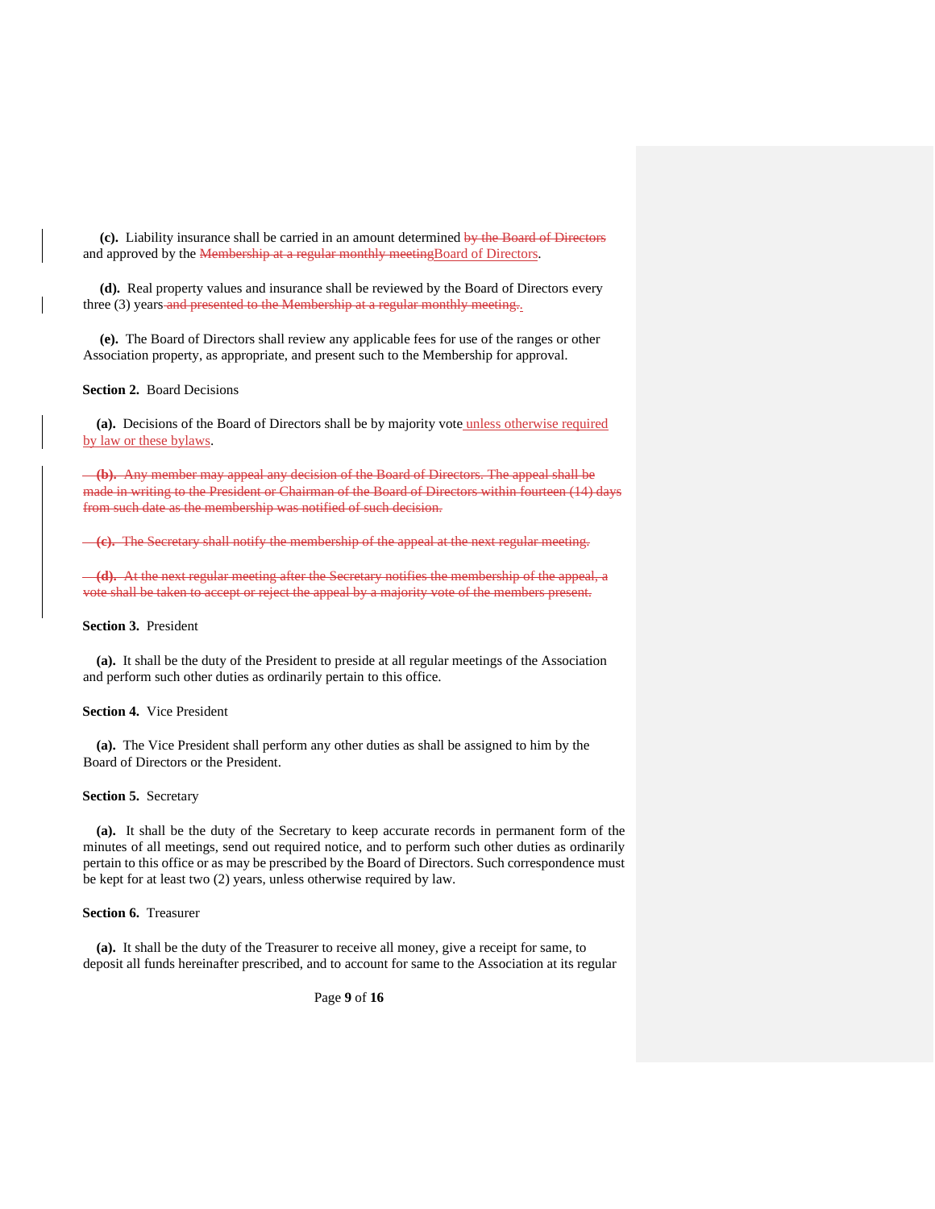**(c).** Liability insurance shall be carried in an amount determined ~~by the Board of Directors~~ and approved by the ~~Membership at a regular monthly meeting~~Board of Directors.

**(d).** Real property values and insurance shall be reviewed by the Board of Directors every three (3) years ~~and presented to the Membership at a regular monthly meeting.~~.

**(e).** The Board of Directors shall review any applicable fees for use of the ranges or other Association property, as appropriate, and present such to the Membership for approval.

**Section 2.** Board Decisions

**(a).** Decisions of the Board of Directors shall be by majority vote unless otherwise required by law or these bylaws.

~~**(b).** Any member may appeal any decision of the Board of Directors. The appeal shall be made in writing to the President or Chairman of the Board of Directors within fourteen (14) days from such date as the membership was notified of such decision.~~

~~**(c).** The Secretary shall notify the membership of the appeal at the next regular meeting.~~

~~**(d).** At the next regular meeting after the Secretary notifies the membership of the appeal, a vote shall be taken to accept or reject the appeal by a majority vote of the members present.~~

**Section 3.** President

**(a).** It shall be the duty of the President to preside at all regular meetings of the Association and perform such other duties as ordinarily pertain to this office.

**Section 4.** Vice President

**(a).** The Vice President shall perform any other duties as shall be assigned to him by the Board of Directors or the President.

**Section 5.** Secretary

**(a).** It shall be the duty of the Secretary to keep accurate records in permanent form of the minutes of all meetings, send out required notice, and to perform such other duties as ordinarily pertain to this office or as may be prescribed by the Board of Directors. Such correspondence must be kept for at least two (2) years, unless otherwise required by law.

**Section 6.** Treasurer

**(a).** It shall be the duty of the Treasurer to receive all money, give a receipt for same, to deposit all funds hereinafter prescribed, and to account for same to the Association at its regular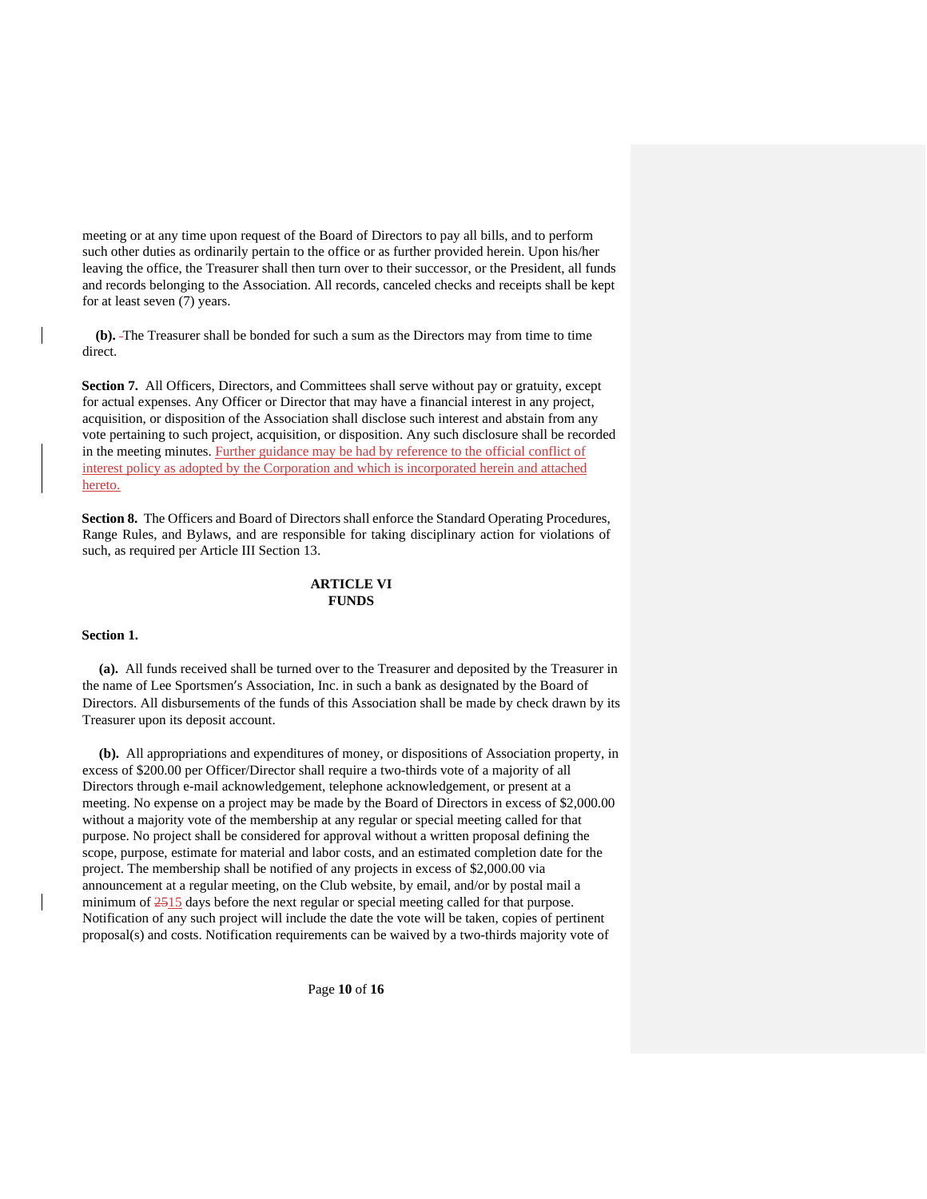meeting or at any time upon request of the Board of Directors to pay all bills, and to perform such other duties as ordinarily pertain to the office or as further provided herein. Upon his/her leaving the office, the Treasurer shall then turn over to their successor, or the President, all funds and records belonging to the Association. All records, canceled checks and receipts shall be kept for at least seven (7) years.

**(b).** The Treasurer shall be bonded for such a sum as the Directors may from time to time direct.

**Section 7.** All Officers, Directors, and Committees shall serve without pay or gratuity, except for actual expenses. Any Officer or Director that may have a financial interest in any project, acquisition, or disposition of the Association shall disclose such interest and abstain from any vote pertaining to such project, acquisition, or disposition. Any such disclosure shall be recorded in the meeting minutes. Further guidance may be had by reference to the official conflict of interest policy as adopted by the Corporation and which is incorporated herein and attached hereto.

**Section 8.** The Officers and Board of Directors shall enforce the Standard Operating Procedures, Range Rules, and Bylaws, and are responsible for taking disciplinary action for violations of such, as required per Article III Section 13.

## ARTICLE VI
## FUNDS

**Section 1.**

**(a).** All funds received shall be turned over to the Treasurer and deposited by the Treasurer in the name of Lee Sportsmen's Association, Inc. in such a bank as designated by the Board of Directors. All disbursements of the funds of this Association shall be made by check drawn by its Treasurer upon its deposit account.

**(b).** All appropriations and expenditures of money, or dispositions of Association property, in excess of $200.00 per Officer/Director shall require a two-thirds vote of a majority of all Directors through e-mail acknowledgement, telephone acknowledgement, or present at a meeting. No expense on a project may be made by the Board of Directors in excess of $2,000.00 without a majority vote of the membership at any regular or special meeting called for that purpose. No project shall be considered for approval without a written proposal defining the scope, purpose, estimate for material and labor costs, and an estimated completion date for the project. The membership shall be notified of any projects in excess of $2,000.00 via announcement at a regular meeting, on the Club website, by email, and/or by postal mail a minimum of ~~25~~15 days before the next regular or special meeting called for that purpose. Notification of any such project will include the date the vote will be taken, copies of pertinent proposal(s) and costs. Notification requirements can be waived by a two-thirds majority vote of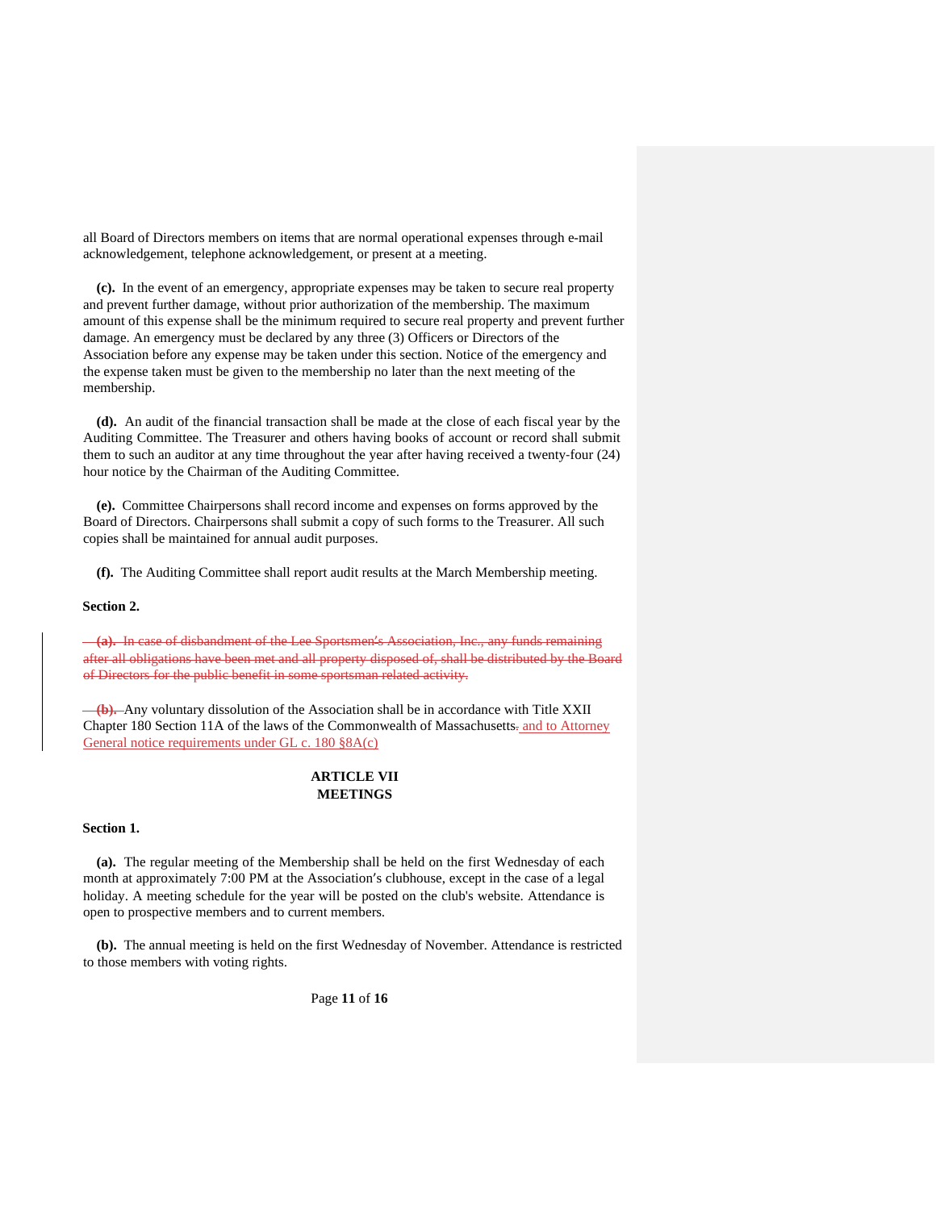all Board of Directors members on items that are normal operational expenses through e-mail acknowledgement, telephone acknowledgement, or present at a meeting.

**(c).** In the event of an emergency, appropriate expenses may be taken to secure real property and prevent further damage, without prior authorization of the membership. The maximum amount of this expense shall be the minimum required to secure real property and prevent further damage. An emergency must be declared by any three (3) Officers or Directors of the Association before any expense may be taken under this section. Notice of the emergency and the expense taken must be given to the membership no later than the next meeting of the membership.

**(d).** An audit of the financial transaction shall be made at the close of each fiscal year by the Auditing Committee. The Treasurer and others having books of account or record shall submit them to such an auditor at any time throughout the year after having received a twenty-four (24) hour notice by the Chairman of the Auditing Committee.

**(e).** Committee Chairpersons shall record income and expenses on forms approved by the Board of Directors. Chairpersons shall submit a copy of such forms to the Treasurer. All such copies shall be maintained for annual audit purposes.

**(f).** The Auditing Committee shall report audit results at the March Membership meeting.

**Section 2.**

~~**(a).** In case of disbandment of the Lee Sportsmen's Association, Inc., any funds remaining after all obligations have been met and all property disposed of, shall be distributed by the Board of Directors for the public benefit in some sportsman related activity.~~

~~**(b).**~~ Any voluntary dissolution of the Association shall be in accordance with Title XXII Chapter 180 Section 11A of the laws of the Commonwealth of Massachusetts~~.~~ and to Attorney General notice requirements under GL c. 180 §8A(c)

## ARTICLE VII
## MEETINGS

**Section 1.**

**(a).** The regular meeting of the Membership shall be held on the first Wednesday of each month at approximately 7:00 PM at the Association's clubhouse, except in the case of a legal holiday. A meeting schedule for the year will be posted on the club's website. Attendance is open to prospective members and to current members.

**(b).** The annual meeting is held on the first Wednesday of November. Attendance is restricted to those members with voting rights.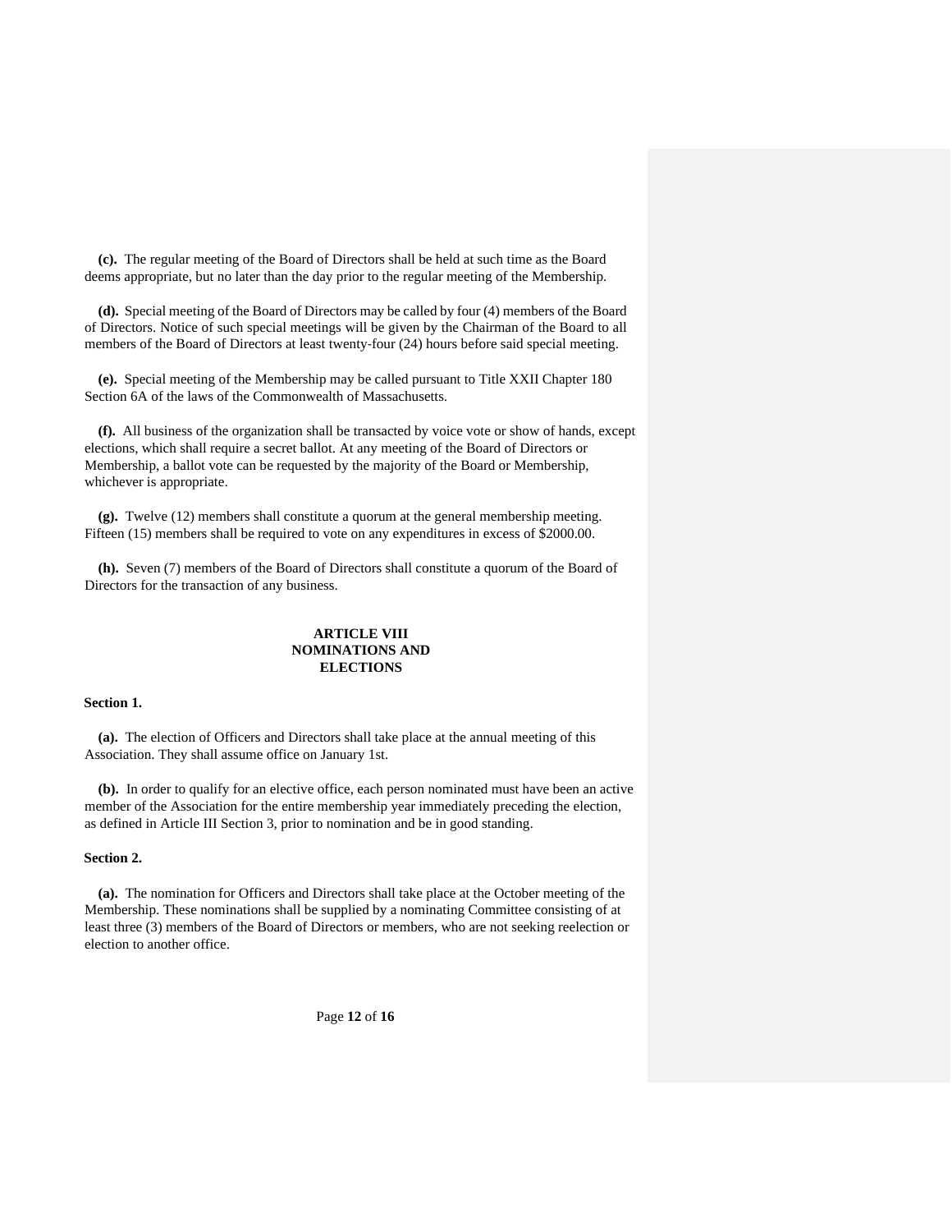**(c).** The regular meeting of the Board of Directors shall be held at such time as the Board deems appropriate, but no later than the day prior to the regular meeting of the Membership.

**(d).** Special meeting of the Board of Directors may be called by four (4) members of the Board of Directors. Notice of such special meetings will be given by the Chairman of the Board to all members of the Board of Directors at least twenty-four (24) hours before said special meeting.

**(e).** Special meeting of the Membership may be called pursuant to Title XXII Chapter 180 Section 6A of the laws of the Commonwealth of Massachusetts.

**(f).** All business of the organization shall be transacted by voice vote or show of hands, except elections, which shall require a secret ballot. At any meeting of the Board of Directors or Membership, a ballot vote can be requested by the majority of the Board or Membership, whichever is appropriate.

**(g).** Twelve (12) members shall constitute a quorum at the general membership meeting. Fifteen (15) members shall be required to vote on any expenditures in excess of $2000.00.

**(h).** Seven (7) members of the Board of Directors shall constitute a quorum of the Board of Directors for the transaction of any business.

## ARTICLE VIII
## NOMINATIONS AND ELECTIONS

### Section 1.

**(a).** The election of Officers and Directors shall take place at the annual meeting of this Association. They shall assume office on January 1st.

**(b).** In order to qualify for an elective office, each person nominated must have been an active member of the Association for the entire membership year immediately preceding the election, as defined in Article III Section 3, prior to nomination and be in good standing.

### Section 2.

**(a).** The nomination for Officers and Directors shall take place at the October meeting of the Membership. These nominations shall be supplied by a nominating Committee consisting of at least three (3) members of the Board of Directors or members, who are not seeking reelection or election to another office.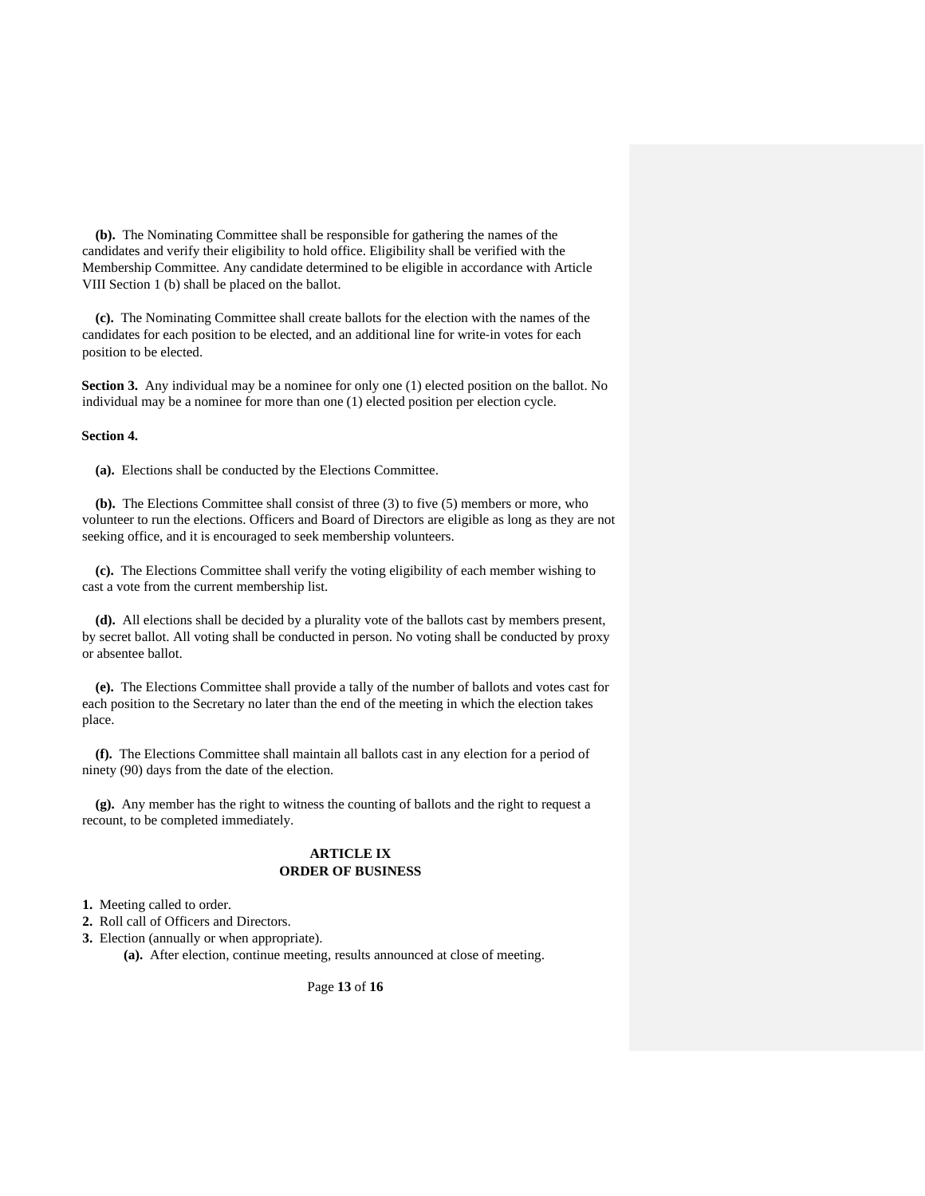**(b).** The Nominating Committee shall be responsible for gathering the names of the candidates and verify their eligibility to hold office. Eligibility shall be verified with the Membership Committee. Any candidate determined to be eligible in accordance with Article VIII Section 1 (b) shall be placed on the ballot.

**(c).** The Nominating Committee shall create ballots for the election with the names of the candidates for each position to be elected, and an additional line for write-in votes for each position to be elected.

**Section 3.** Any individual may be a nominee for only one (1) elected position on the ballot. No individual may be a nominee for more than one (1) elected position per election cycle.

**Section 4.**

**(a).** Elections shall be conducted by the Elections Committee.

**(b).** The Elections Committee shall consist of three (3) to five (5) members or more, who volunteer to run the elections. Officers and Board of Directors are eligible as long as they are not seeking office, and it is encouraged to seek membership volunteers.

**(c).** The Elections Committee shall verify the voting eligibility of each member wishing to cast a vote from the current membership list.

**(d).** All elections shall be decided by a plurality vote of the ballots cast by members present, by secret ballot. All voting shall be conducted in person. No voting shall be conducted by proxy or absentee ballot.

**(e).** The Elections Committee shall provide a tally of the number of ballots and votes cast for each position to the Secretary no later than the end of the meeting in which the election takes place.

**(f).** The Elections Committee shall maintain all ballots cast in any election for a period of ninety (90) days from the date of the election.

**(g).** Any member has the right to witness the counting of ballots and the right to request a recount, to be completed immediately.

## ARTICLE IX
## ORDER OF BUSINESS

**1.** Meeting called to order.
**2.** Roll call of Officers and Directors.
**3.** Election (annually or when appropriate).
    **(a).** After election, continue meeting, results announced at close of meeting.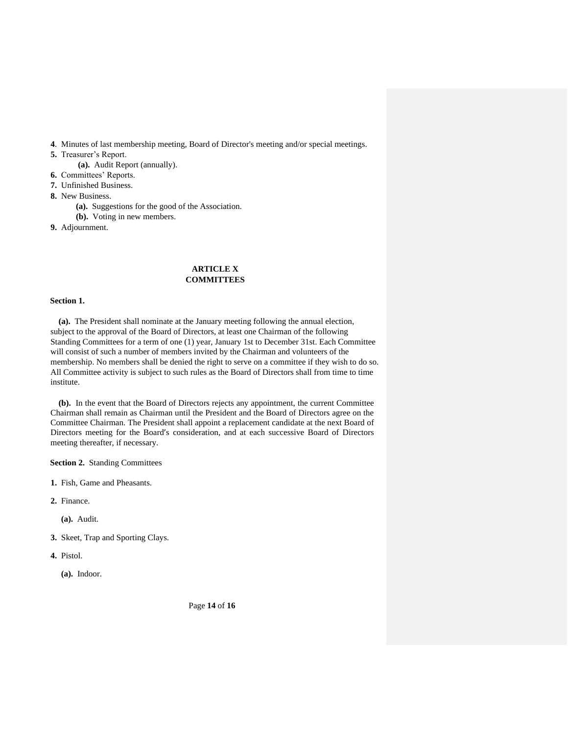**4**. Minutes of last membership meeting, Board of Director's meeting and/or special meetings.

**5.** Treasurer's Report.

- **(a).** Audit Report (annually).

**6.** Committees' Reports.

**7.** Unfinished Business.

**8.** New Business.

- **(a).** Suggestions for the good of the Association.
- **(b).** Voting in new members.

**9.** Adjournment.

## ARTICLE X
## COMMITTEES

**Section 1.**

**(a).** The President shall nominate at the January meeting following the annual election, subject to the approval of the Board of Directors, at least one Chairman of the following Standing Committees for a term of one (1) year, January 1st to December 31st. Each Committee will consist of such a number of members invited by the Chairman and volunteers of the membership. No members shall be denied the right to serve on a committee if they wish to do so. All Committee activity is subject to such rules as the Board of Directors shall from time to time institute.

**(b).** In the event that the Board of Directors rejects any appointment, the current Committee Chairman shall remain as Chairman until the President and the Board of Directors agree on the Committee Chairman. The President shall appoint a replacement candidate at the next Board of Directors meeting for the Board's consideration, and at each successive Board of Directors meeting thereafter, if necessary.

**Section 2.** Standing Committees

**1.** Fish, Game and Pheasants.

**2.** Finance.

- **(a).** Audit.

**3.** Skeet, Trap and Sporting Clays.

**4.** Pistol.

- **(a).** Indoor.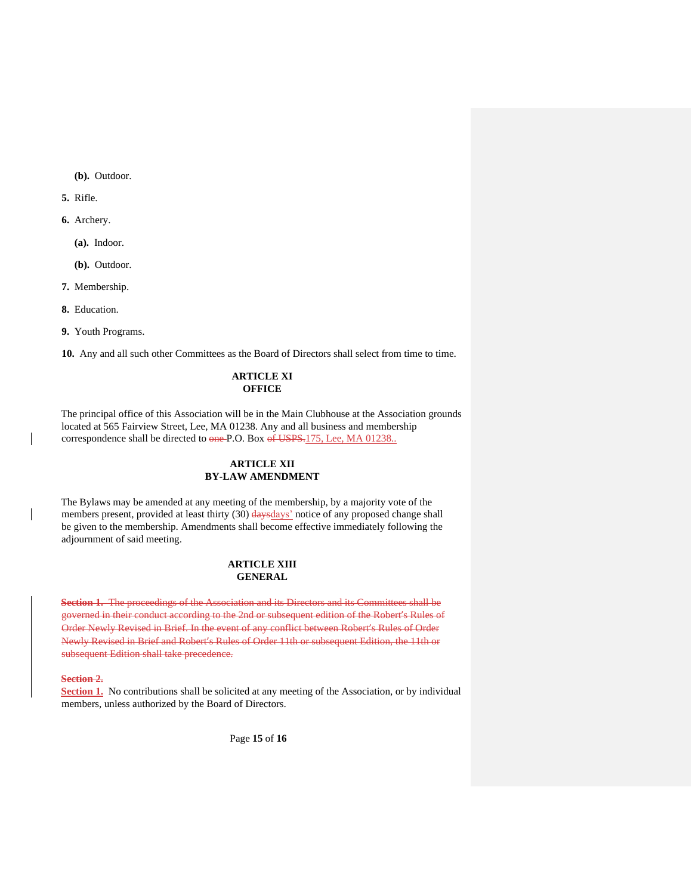(b). Outdoor.

5. Rifle.

6. Archery.

   (a). Indoor.

   (b). Outdoor.

7. Membership.

8. Education.

9. Youth Programs.

10. Any and all such other Committees as the Board of Directors shall select from time to time.

## ARTICLE XI
## OFFICE

The principal office of this Association will be in the Main Clubhouse at the Association grounds located at 565 Fairview Street, Lee, MA 01238. Any and all business and membership correspondence shall be directed to ~~one~~ P.O. Box ~~of USPS.~~175, Lee, MA 01238..

## ARTICLE XII
## BY-LAW AMENDMENT

The Bylaws may be amended at any meeting of the membership, by a majority vote of the members present, provided at least thirty (30) ~~days~~days' notice of any proposed change shall be given to the membership. Amendments shall become effective immediately following the adjournment of said meeting.

## ARTICLE XIII
## GENERAL

~~**Section 1.** The proceedings of the Association and its Directors and its Committees shall be governed in their conduct according to the 2nd or subsequent edition of the Robert's Rules of Order Newly Revised in Brief. In the event of any conflict between Robert's Rules of Order Newly Revised in Brief and Robert's Rules of Order 11th or subsequent Edition, the 11th or subsequent Edition shall take precedence.~~

~~**Section 2.**~~
**Section 1.** No contributions shall be solicited at any meeting of the Association, or by individual members, unless authorized by the Board of Directors.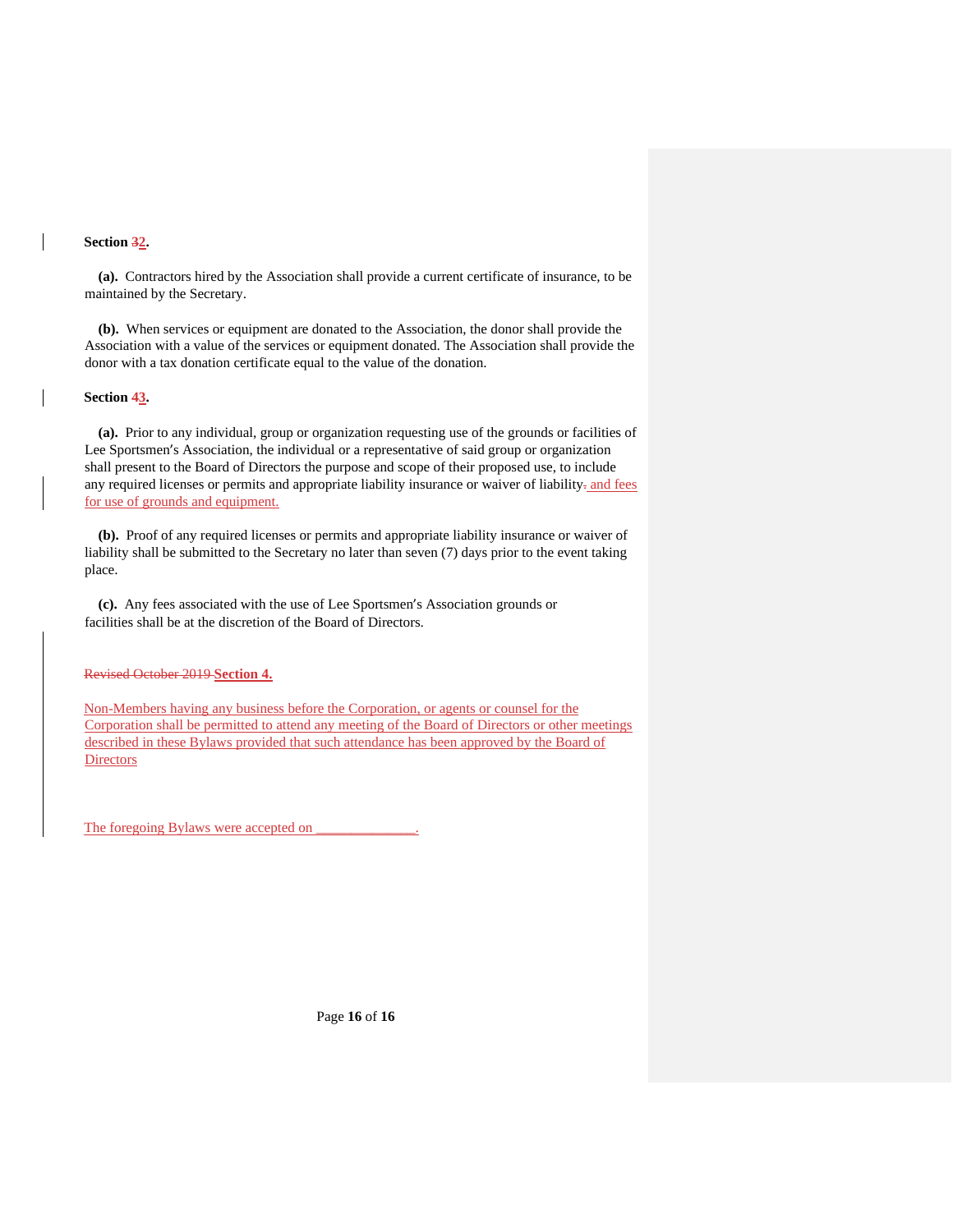**Section ~~3~~2.**

**(a).** Contractors hired by the Association shall provide a current certificate of insurance, to be maintained by the Secretary.

**(b).** When services or equipment are donated to the Association, the donor shall provide the Association with a value of the services or equipment donated. The Association shall provide the donor with a tax donation certificate equal to the value of the donation.

**Section ~~4~~3.**

**(a).** Prior to any individual, group or organization requesting use of the grounds or facilities of Lee Sportsmen's Association, the individual or a representative of said group or organization shall present to the Board of Directors the purpose and scope of their proposed use, to include any required licenses or permits and appropriate liability insurance or waiver of liability~~.~~ and fees for use of grounds and equipment.

**(b).** Proof of any required licenses or permits and appropriate liability insurance or waiver of liability shall be submitted to the Secretary no later than seven (7) days prior to the event taking place.

**(c).** Any fees associated with the use of Lee Sportsmen's Association grounds or facilities shall be at the discretion of the Board of Directors.

~~Revised October 2019~~ **Section 4.**

Non-Members having any business before the Corporation, or agents or counsel for the Corporation shall be permitted to attend any meeting of the Board of Directors or other meetings described in these Bylaws provided that such attendance has been approved by the Board of Directors

The foregoing Bylaws were accepted on ______________.